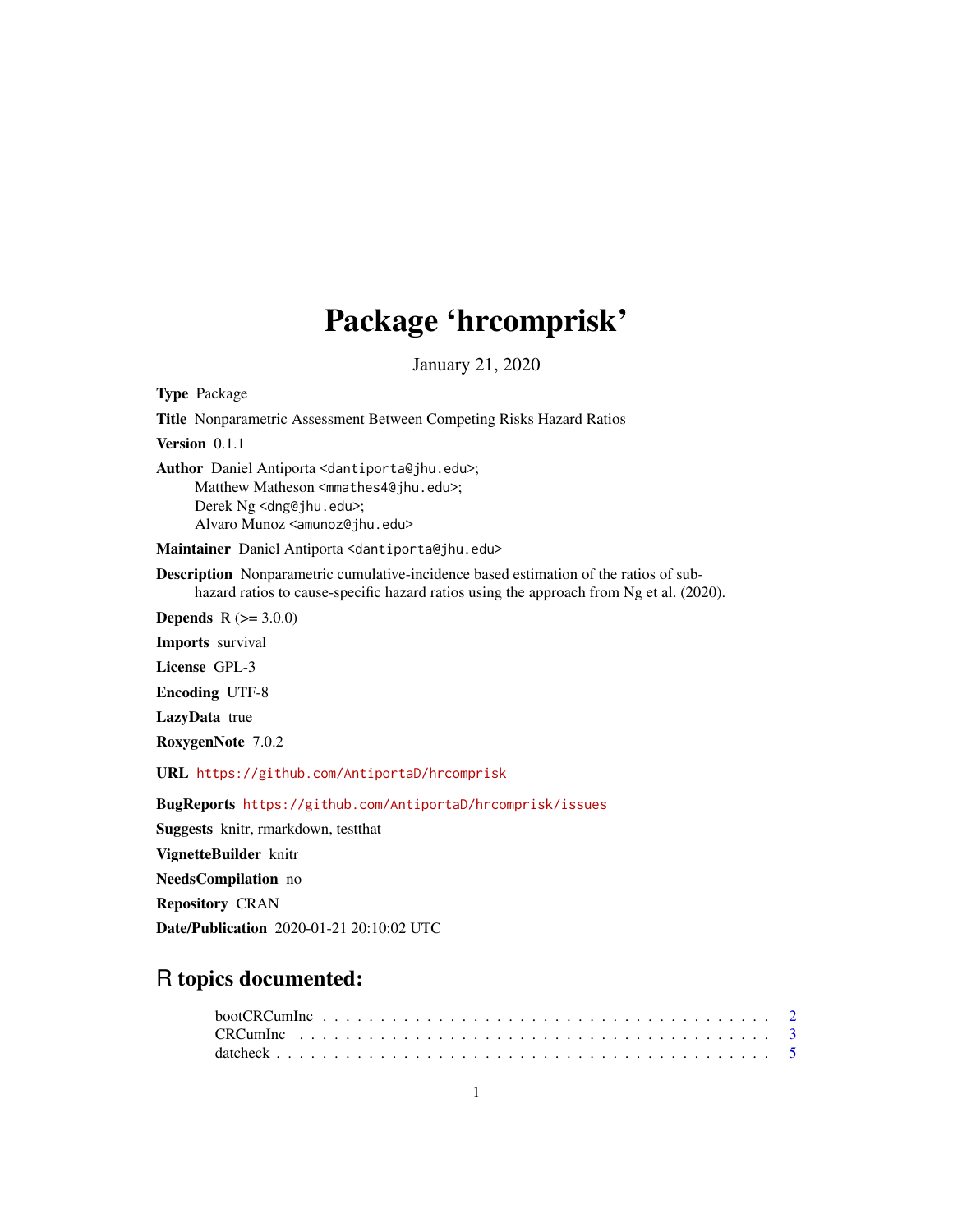# Package 'hrcomprisk'

January 21, 2020

**Type** Package

**Title** Nonparametric Assessment Between Competing Risks Hazard Ratios

**Version** 0.1.1

**Author** Daniel Antiporta <dantiporta@jhu.edu>;
Matthew Matheson <mmathes4@jhu.edu>;
Derek Ng <dng@jhu.edu>;
Alvaro Munoz <amunoz@jhu.edu>

**Maintainer** Daniel Antiporta <dantiporta@jhu.edu>

**Description** Nonparametric cumulative-incidence based estimation of the ratios of sub-hazard ratios to cause-specific hazard ratios using the approach from Ng et al. (2020).

**Depends** R (>= 3.0.0)

**Imports** survival

**License** GPL-3

**Encoding** UTF-8

**LazyData** true

**RoxygenNote** 7.0.2

**URL** https://github.com/AntiportaD/hrcomprisk

**BugReports** https://github.com/AntiportaD/hrcomprisk/issues

**Suggests** knitr, rmarkdown, testthat

**VignetteBuilder** knitr

**NeedsCompilation** no

**Repository** CRAN

**Date/Publication** 2020-01-21 20:10:02 UTC

## R topics documented:

- bootCRCumInc . . . . . . . . . . . . . . . . . . . . . . . . . . . . . . . . . . . . . . 2
- CRCumInc . . . . . . . . . . . . . . . . . . . . . . . . . . . . . . . . . . . . . . . . 3
- datcheck . . . . . . . . . . . . . . . . . . . . . . . . . . . . . . . . . . . . . . . . . 5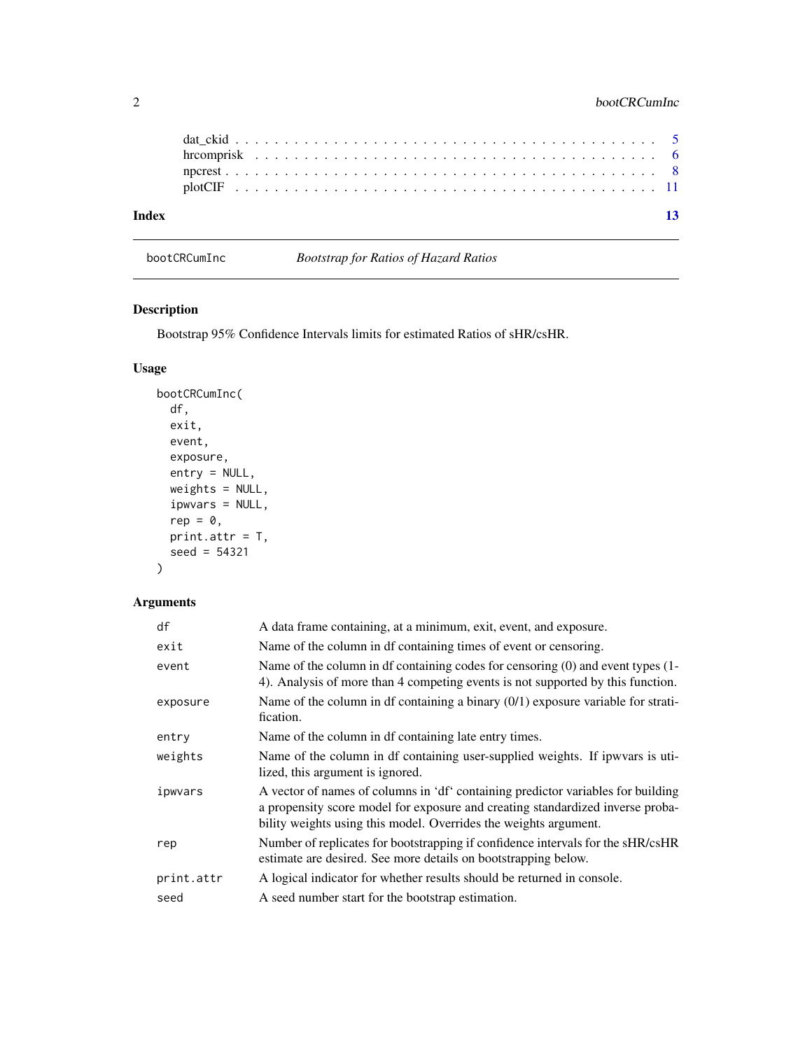| | |
|---|---|
| dat_ckid | 5 |
| hrcomprisk | 6 |
| npcrest | 8 |
| plotCIF | 11 |
| **Index** | **13** |

## bootCRCumInc — *Bootstrap for Ratios of Hazard Ratios*

### Description

Bootstrap 95% Confidence Intervals limits for estimated Ratios of sHR/csHR.

### Usage

```
bootCRCumInc(
  df,
  exit,
  event,
  exposure,
  entry = NULL,
  weights = NULL,
  ipwvars = NULL,
  rep = 0,
  print.attr = T,
  seed = 54321
)
```

### Arguments

| | |
|---|---|
| df | A data frame containing, at a minimum, exit, event, and exposure. |
| exit | Name of the column in df containing times of event or censoring. |
| event | Name of the column in df containing codes for censoring (0) and event types (1-4). Analysis of more than 4 competing events is not supported by this function. |
| exposure | Name of the column in df containing a binary (0/1) exposure variable for stratification. |
| entry | Name of the column in df containing late entry times. |
| weights | Name of the column in df containing user-supplied weights. If ipwvars is utilized, this argument is ignored. |
| ipwvars | A vector of names of columns in 'df' containing predictor variables for building a propensity score model for exposure and creating standardized inverse probability weights using this model. Overrides the weights argument. |
| rep | Number of replicates for bootstrapping if confidence intervals for the sHR/csHR estimate are desired. See more details on bootstrapping below. |
| print.attr | A logical indicator for whether results should be returned in console. |
| seed | A seed number start for the bootstrap estimation. |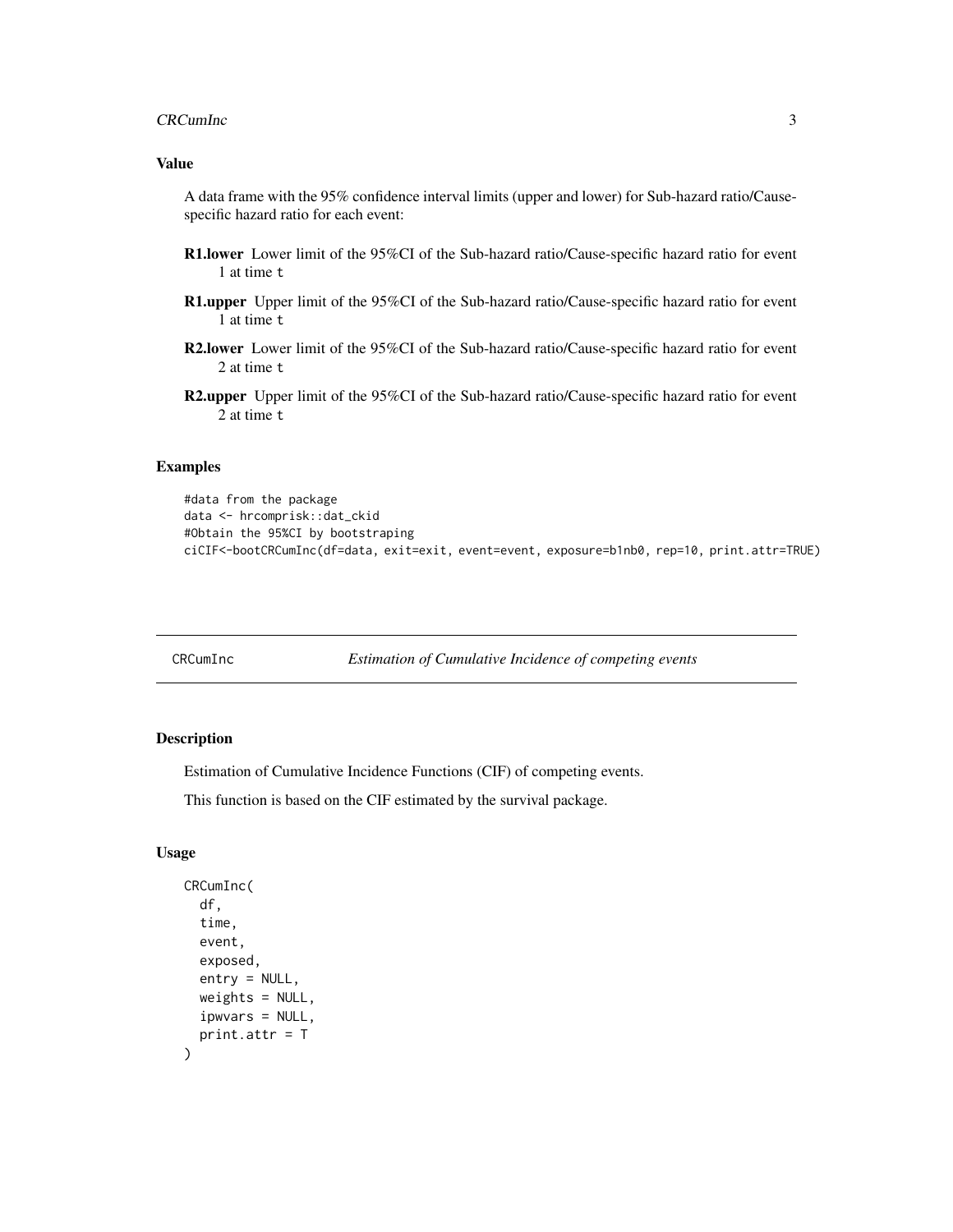## Value

A data frame with the 95% confidence interval limits (upper and lower) for Sub-hazard ratio/Cause-specific hazard ratio for each event:

**R1.lower** Lower limit of the 95%CI of the Sub-hazard ratio/Cause-specific hazard ratio for event 1 at time t

**R1.upper** Upper limit of the 95%CI of the Sub-hazard ratio/Cause-specific hazard ratio for event 1 at time t

**R2.lower** Lower limit of the 95%CI of the Sub-hazard ratio/Cause-specific hazard ratio for event 2 at time t

**R2.upper** Upper limit of the 95%CI of the Sub-hazard ratio/Cause-specific hazard ratio for event 2 at time t

## Examples

```
#data from the package
data <- hrcomprisk::dat_ckid
#Obtain the 95%CI by bootstraping
ciCIF<-bootCRCumInc(df=data, exit=exit, event=event, exposure=b1nb0, rep=10, print.attr=TRUE)
```

---

# CRCumInc *Estimation of Cumulative Incidence of competing events*

---

## Description

Estimation of Cumulative Incidence Functions (CIF) of competing events.

This function is based on the CIF estimated by the survival package.

## Usage

```
CRCumInc(
  df,
  time,
  event,
  exposed,
  entry = NULL,
  weights = NULL,
  ipwvars = NULL,
  print.attr = T
)
```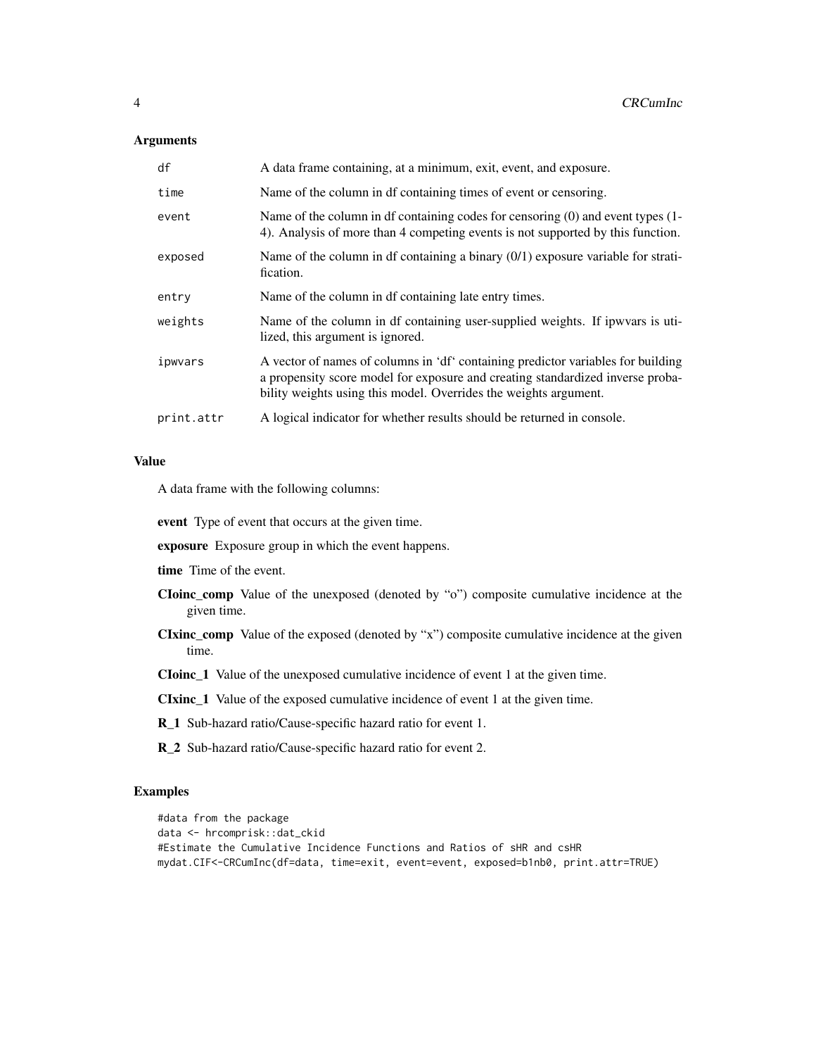## Arguments

| | |
|---|---|
| df | A data frame containing, at a minimum, exit, event, and exposure. |
| time | Name of the column in df containing times of event or censoring. |
| event | Name of the column in df containing codes for censoring (0) and event types (1-4). Analysis of more than 4 competing events is not supported by this function. |
| exposed | Name of the column in df containing a binary (0/1) exposure variable for stratification. |
| entry | Name of the column in df containing late entry times. |
| weights | Name of the column in df containing user-supplied weights. If ipwvars is utilized, this argument is ignored. |
| ipwvars | A vector of names of columns in 'df' containing predictor variables for building a propensity score model for exposure and creating standardized inverse probability weights using this model. Overrides the weights argument. |
| print.attr | A logical indicator for whether results should be returned in console. |

## Value

A data frame with the following columns:

**event** Type of event that occurs at the given time.

**exposure** Exposure group in which the event happens.

**time** Time of the event.

**CIoinc_comp** Value of the unexposed (denoted by "o") composite cumulative incidence at the given time.

**CIxinc_comp** Value of the exposed (denoted by "x") composite cumulative incidence at the given time.

**CIoinc_1** Value of the unexposed cumulative incidence of event 1 at the given time.

**CIxinc_1** Value of the exposed cumulative incidence of event 1 at the given time.

**R_1** Sub-hazard ratio/Cause-specific hazard ratio for event 1.

**R_2** Sub-hazard ratio/Cause-specific hazard ratio for event 2.

## Examples

```
#data from the package
data <- hrcomprisk::dat_ckid
#Estimate the Cumulative Incidence Functions and Ratios of sHR and csHR
mydat.CIF<-CRCumInc(df=data, time=exit, event=event, exposed=b1nb0, print.attr=TRUE)
```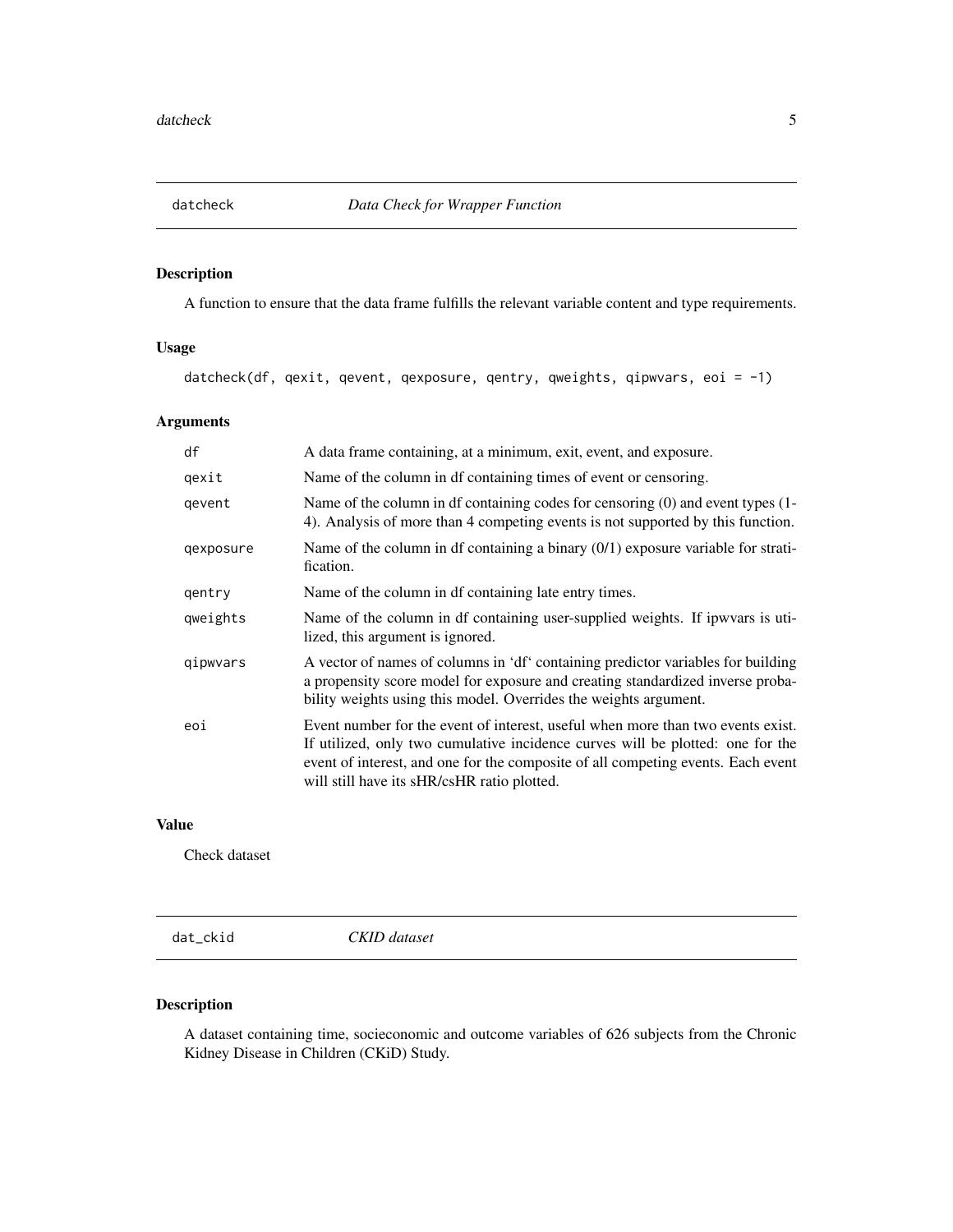## datcheck — *Data Check for Wrapper Function*

### Description

A function to ensure that the data frame fulfills the relevant variable content and type requirements.

### Usage

```
datcheck(df, qexit, qevent, qexposure, qentry, qweights, qipwvars, eoi = -1)
```

### Arguments

| | |
|---|---|
| df | A data frame containing, at a minimum, exit, event, and exposure. |
| qexit | Name of the column in df containing times of event or censoring. |
| qevent | Name of the column in df containing codes for censoring (0) and event types (1-4). Analysis of more than 4 competing events is not supported by this function. |
| qexposure | Name of the column in df containing a binary (0/1) exposure variable for stratification. |
| qentry | Name of the column in df containing late entry times. |
| qweights | Name of the column in df containing user-supplied weights. If ipwvars is utilized, this argument is ignored. |
| qipwvars | A vector of names of columns in 'df' containing predictor variables for building a propensity score model for exposure and creating standardized inverse probability weights using this model. Overrides the weights argument. |
| eoi | Event number for the event of interest, useful when more than two events exist. If utilized, only two cumulative incidence curves will be plotted: one for the event of interest, and one for the composite of all competing events. Each event will still have its sHR/csHR ratio plotted. |

### Value

Check dataset

## dat_ckid — *CKID dataset*

### Description

A dataset containing time, socieconomic and outcome variables of 626 subjects from the Chronic Kidney Disease in Children (CKiD) Study.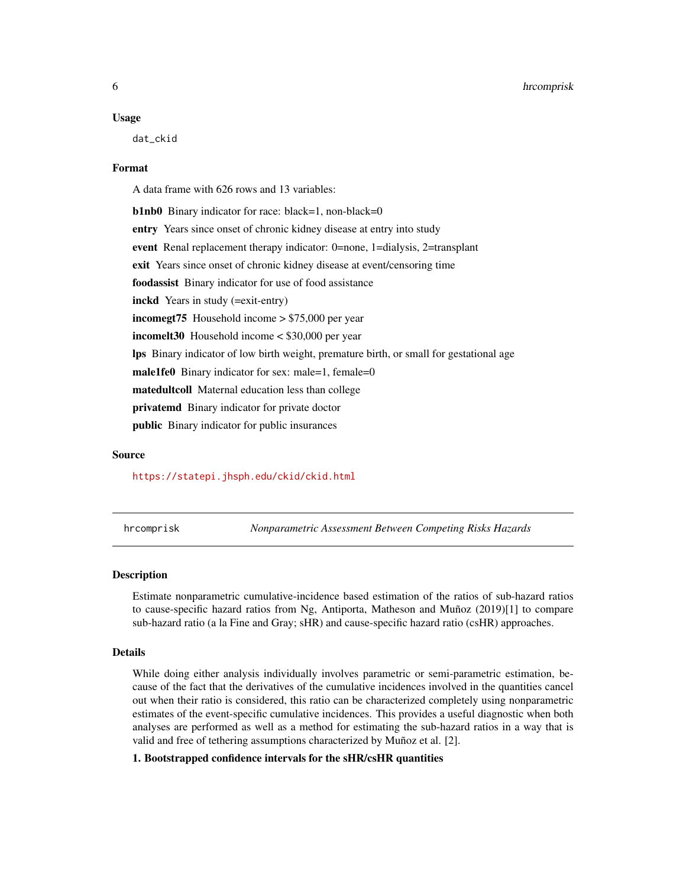### Usage

```
dat_ckid
```

### Format

A data frame with 626 rows and 13 variables:

**b1nb0** Binary indicator for race: black=1, non-black=0

**entry** Years since onset of chronic kidney disease at entry into study

**event** Renal replacement therapy indicator: 0=none, 1=dialysis, 2=transplant

**exit** Years since onset of chronic kidney disease at event/censoring time

**foodassist** Binary indicator for use of food assistance

**inckd** Years in study (=exit-entry)

**incomegt75** Household income > $75,000 per year

**incomelt30** Household income < $30,000 per year

**lps** Binary indicator of low birth weight, premature birth, or small for gestational age

**male1fe0** Binary indicator for sex: male=1, female=0

**matedultcoll** Maternal education less than college

**privatemd** Binary indicator for private doctor

**public** Binary indicator for public insurances

### Source

https://statepi.jhsph.edu/ckid/ckid.html

---

## hrcomprisk — *Nonparametric Assessment Between Competing Risks Hazards*

### Description

Estimate nonparametric cumulative-incidence based estimation of the ratios of sub-hazard ratios to cause-specific hazard ratios from Ng, Antiporta, Matheson and Muñoz (2019)[1] to compare sub-hazard ratio (a la Fine and Gray; sHR) and cause-specific hazard ratio (csHR) approaches.

### Details

While doing either analysis individually involves parametric or semi-parametric estimation, because of the fact that the derivatives of the cumulative incidences involved in the quantities cancel out when their ratio is considered, this ratio can be characterized completely using nonparametric estimates of the event-specific cumulative incidences. This provides a useful diagnostic when both analyses are performed as well as a method for estimating the sub-hazard ratios in a way that is valid and free of tethering assumptions characterized by Muñoz et al. [2].

**1. Bootstrapped confidence intervals for the sHR/csHR quantities**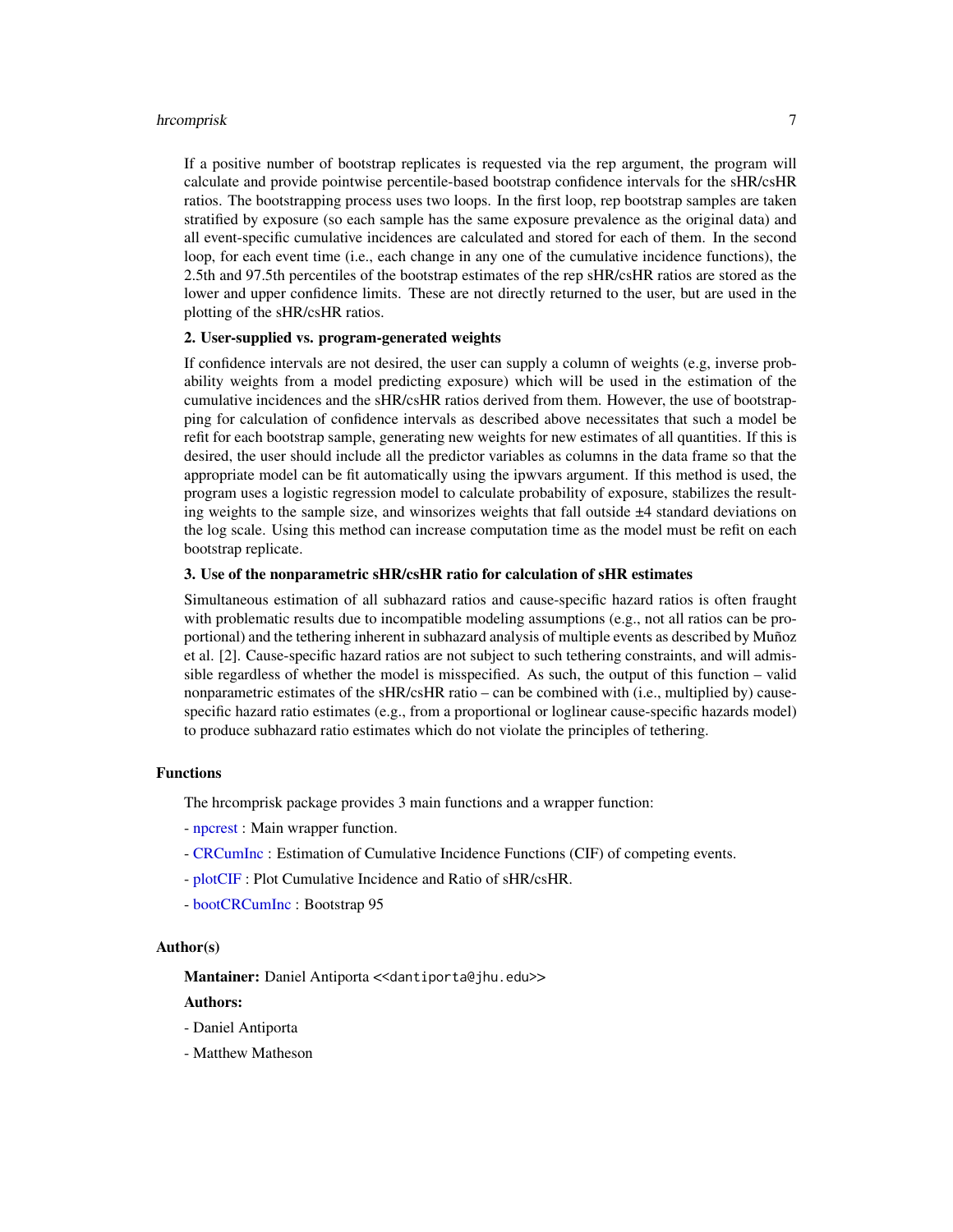If a positive number of bootstrap replicates is requested via the rep argument, the program will calculate and provide pointwise percentile-based bootstrap confidence intervals for the sHR/csHR ratios. The bootstrapping process uses two loops. In the first loop, rep bootstrap samples are taken stratified by exposure (so each sample has the same exposure prevalence as the original data) and all event-specific cumulative incidences are calculated and stored for each of them. In the second loop, for each event time (i.e., each change in any one of the cumulative incidence functions), the 2.5th and 97.5th percentiles of the bootstrap estimates of the rep sHR/csHR ratios are stored as the lower and upper confidence limits. These are not directly returned to the user, but are used in the plotting of the sHR/csHR ratios.

**2. User-supplied vs. program-generated weights**

If confidence intervals are not desired, the user can supply a column of weights (e.g, inverse probability weights from a model predicting exposure) which will be used in the estimation of the cumulative incidences and the sHR/csHR ratios derived from them. However, the use of bootstrapping for calculation of confidence intervals as described above necessitates that such a model be refit for each bootstrap sample, generating new weights for new estimates of all quantities. If this is desired, the user should include all the predictor variables as columns in the data frame so that the appropriate model can be fit automatically using the ipwvars argument. If this method is used, the program uses a logistic regression model to calculate probability of exposure, stabilizes the resulting weights to the sample size, and winsorizes weights that fall outside ±4 standard deviations on the log scale. Using this method can increase computation time as the model must be refit on each bootstrap replicate.

**3. Use of the nonparametric sHR/csHR ratio for calculation of sHR estimates**

Simultaneous estimation of all subhazard ratios and cause-specific hazard ratios is often fraught with problematic results due to incompatible modeling assumptions (e.g., not all ratios can be proportional) and the tethering inherent in subhazard analysis of multiple events as described by Muñoz et al. [2]. Cause-specific hazard ratios are not subject to such tethering constraints, and will admissible regardless of whether the model is misspecified. As such, the output of this function – valid nonparametric estimates of the sHR/csHR ratio – can be combined with (i.e., multiplied by) cause-specific hazard ratio estimates (e.g., from a proportional or loglinear cause-specific hazards model) to produce subhazard ratio estimates which do not violate the principles of tethering.

## Functions

The hrcomprisk package provides 3 main functions and a wrapper function:

- npcrest : Main wrapper function.

- CRCumInc : Estimation of Cumulative Incidence Functions (CIF) of competing events.

- plotCIF : Plot Cumulative Incidence and Ratio of sHR/csHR.

- bootCRCumInc : Bootstrap 95

## Author(s)

**Mantainer:** Daniel Antiporta <<dantiporta@jhu.edu>>

**Authors:**

- Daniel Antiporta

- Matthew Matheson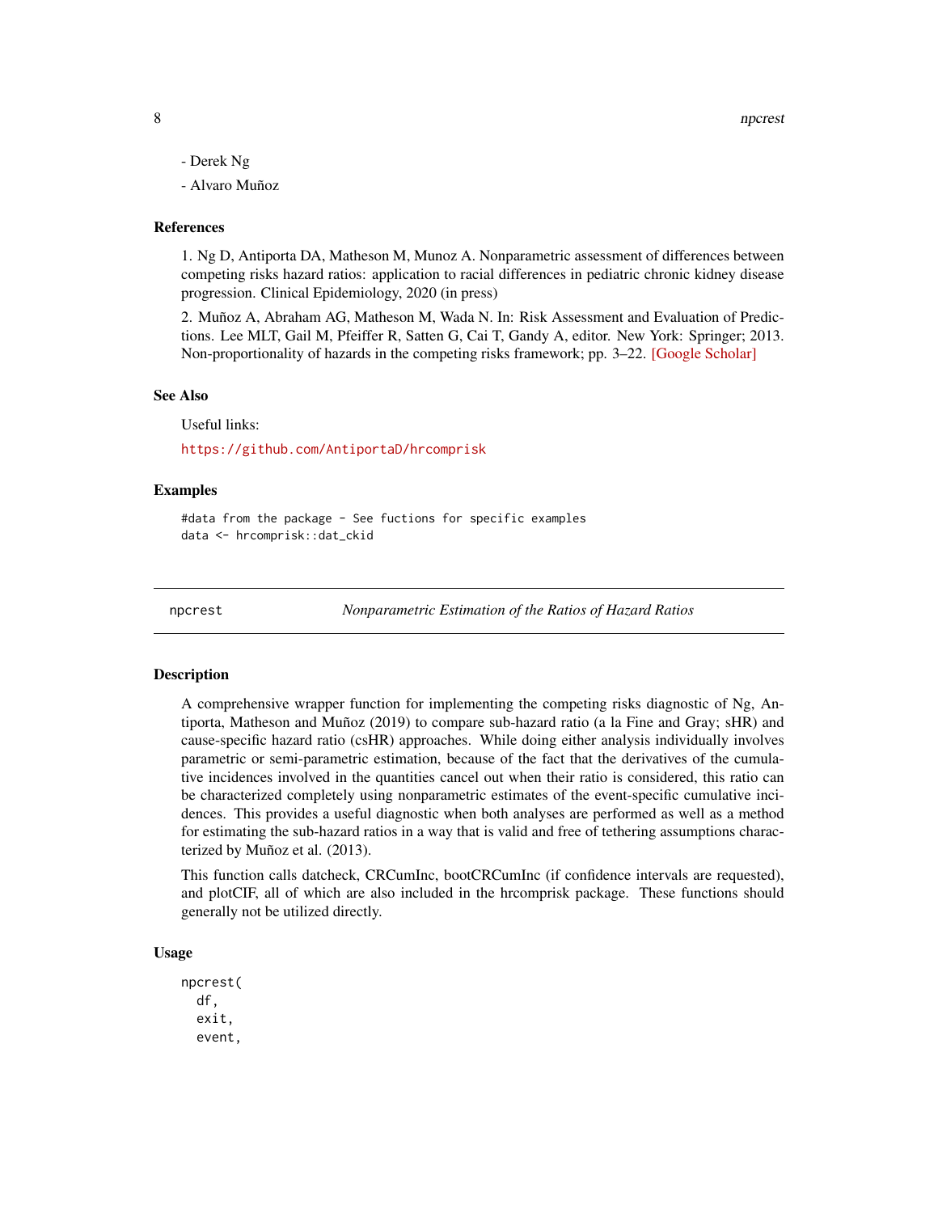- Derek Ng
- Alvaro Muñoz

### References

1. Ng D, Antiporta DA, Matheson M, Munoz A. Nonparametric assessment of differences between competing risks hazard ratios: application to racial differences in pediatric chronic kidney disease progression. Clinical Epidemiology, 2020 (in press)

2. Muñoz A, Abraham AG, Matheson M, Wada N. In: Risk Assessment and Evaluation of Predictions. Lee MLT, Gail M, Pfeiffer R, Satten G, Cai T, Gandy A, editor. New York: Springer; 2013. Non-proportionality of hazards in the competing risks framework; pp. 3–22. [Google Scholar]

### See Also

Useful links:

https://github.com/AntiportaD/hrcomprisk

### Examples

```
#data from the package - See fuctions for specific examples
data <- hrcomprisk::dat_ckid
```

---

## npcrest — *Nonparametric Estimation of the Ratios of Hazard Ratios*

### Description

A comprehensive wrapper function for implementing the competing risks diagnostic of Ng, Antiporta, Matheson and Muñoz (2019) to compare sub-hazard ratio (a la Fine and Gray; sHR) and cause-specific hazard ratio (csHR) approaches. While doing either analysis individually involves parametric or semi-parametric estimation, because of the fact that the derivatives of the cumulative incidences involved in the quantities cancel out when their ratio is considered, this ratio can be characterized completely using nonparametric estimates of the event-specific cumulative incidences. This provides a useful diagnostic when both analyses are performed as well as a method for estimating the sub-hazard ratios in a way that is valid and free of tethering assumptions characterized by Muñoz et al. (2013).

This function calls datcheck, CRCumInc, bootCRCumInc (if confidence intervals are requested), and plotCIF, all of which are also included in the hrcomprisk package. These functions should generally not be utilized directly.

### Usage

```
npcrest(
  df,
  exit,
  event,
```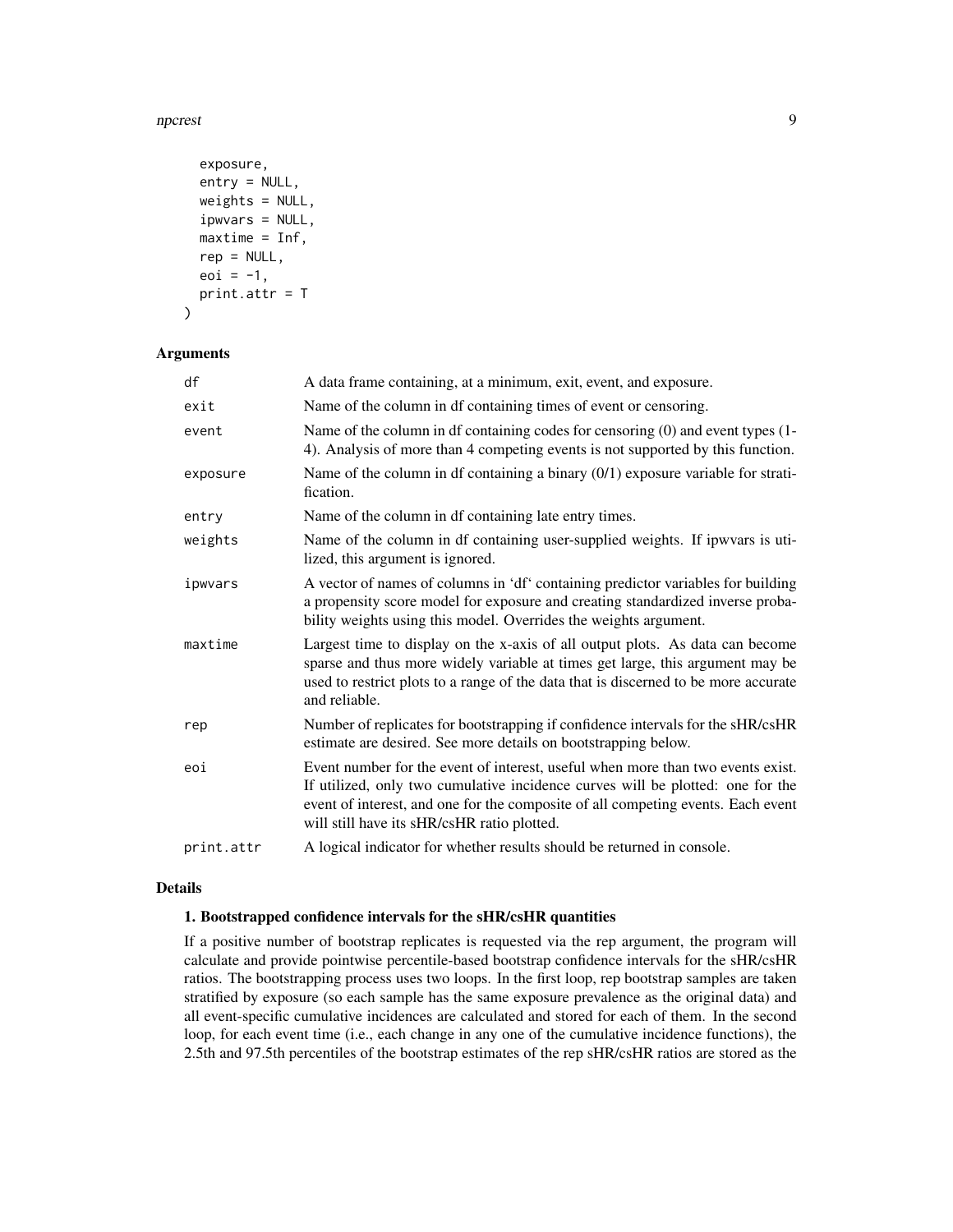```
  exposure,
  entry = NULL,
  weights = NULL,
  ipwvars = NULL,
  maxtime = Inf,
  rep = NULL,
  eoi = -1,
  print.attr = T
)
```

## Arguments

| | |
|---|---|
| `df` | A data frame containing, at a minimum, exit, event, and exposure. |
| `exit` | Name of the column in df containing times of event or censoring. |
| `event` | Name of the column in df containing codes for censoring (0) and event types (1-4). Analysis of more than 4 competing events is not supported by this function. |
| `exposure` | Name of the column in df containing a binary (0/1) exposure variable for stratification. |
| `entry` | Name of the column in df containing late entry times. |
| `weights` | Name of the column in df containing user-supplied weights. If ipwvars is utilized, this argument is ignored. |
| `ipwvars` | A vector of names of columns in 'df' containing predictor variables for building a propensity score model for exposure and creating standardized inverse probability weights using this model. Overrides the weights argument. |
| `maxtime` | Largest time to display on the x-axis of all output plots. As data can become sparse and thus more widely variable at times get large, this argument may be used to restrict plots to a range of the data that is discerned to be more accurate and reliable. |
| `rep` | Number of replicates for bootstrapping if confidence intervals for the sHR/csHR estimate are desired. See more details on bootstrapping below. |
| `eoi` | Event number for the event of interest, useful when more than two events exist. If utilized, only two cumulative incidence curves will be plotted: one for the event of interest, and one for the composite of all competing events. Each event will still have its sHR/csHR ratio plotted. |
| `print.attr` | A logical indicator for whether results should be returned in console. |

## Details

### 1. Bootstrapped confidence intervals for the sHR/csHR quantities

If a positive number of bootstrap replicates is requested via the rep argument, the program will calculate and provide pointwise percentile-based bootstrap confidence intervals for the sHR/csHR ratios. The bootstrapping process uses two loops. In the first loop, rep bootstrap samples are taken stratified by exposure (so each sample has the same exposure prevalence as the original data) and all event-specific cumulative incidences are calculated and stored for each of them. In the second loop, for each event time (i.e., each change in any one of the cumulative incidence functions), the 2.5th and 97.5th percentiles of the bootstrap estimates of the rep sHR/csHR ratios are stored as the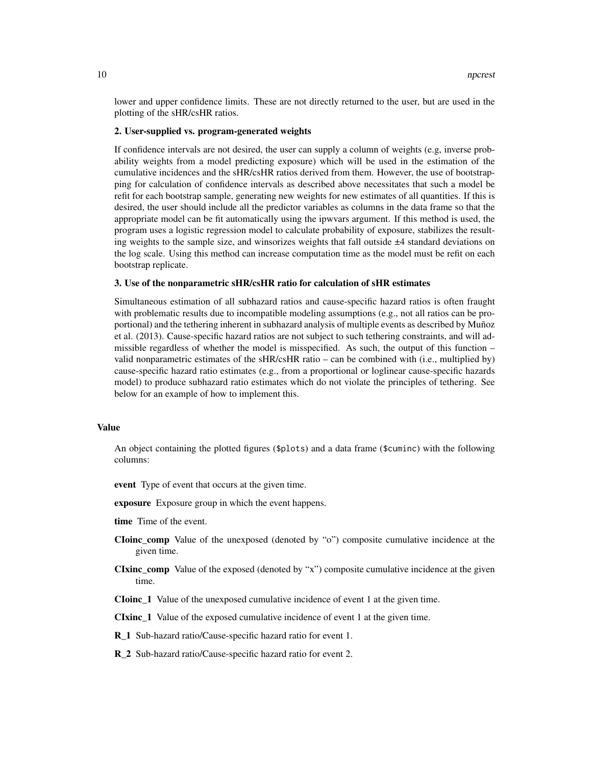lower and upper confidence limits. These are not directly returned to the user, but are used in the plotting of the sHR/csHR ratios.

**2. User-supplied vs. program-generated weights**

If confidence intervals are not desired, the user can supply a column of weights (e.g, inverse probability weights from a model predicting exposure) which will be used in the estimation of the cumulative incidences and the sHR/csHR ratios derived from them. However, the use of bootstrapping for calculation of confidence intervals as described above necessitates that such a model be refit for each bootstrap sample, generating new weights for new estimates of all quantities. If this is desired, the user should include all the predictor variables as columns in the data frame so that the appropriate model can be fit automatically using the ipwvars argument. If this method is used, the program uses a logistic regression model to calculate probability of exposure, stabilizes the resulting weights to the sample size, and winsorizes weights that fall outside ±4 standard deviations on the log scale. Using this method can increase computation time as the model must be refit on each bootstrap replicate.

**3. Use of the nonparametric sHR/csHR ratio for calculation of sHR estimates**

Simultaneous estimation of all subhazard ratios and cause-specific hazard ratios is often fraught with problematic results due to incompatible modeling assumptions (e.g., not all ratios can be proportional) and the tethering inherent in subhazard analysis of multiple events as described by Muñoz et al. (2013). Cause-specific hazard ratios are not subject to such tethering constraints, and will admissible regardless of whether the model is misspecified. As such, the output of this function – valid nonparametric estimates of the sHR/csHR ratio – can be combined with (i.e., multiplied by) cause-specific hazard ratio estimates (e.g., from a proportional or loglinear cause-specific hazards model) to produce subhazard ratio estimates which do not violate the principles of tethering. See below for an example of how to implement this.

## Value

An object containing the plotted figures (`$plots`) and a data frame (`$cuminc`) with the following columns:

**event** Type of event that occurs at the given time.

**exposure** Exposure group in which the event happens.

**time** Time of the event.

**CIoinc_comp** Value of the unexposed (denoted by "o") composite cumulative incidence at the given time.

**CIxinc_comp** Value of the exposed (denoted by "x") composite cumulative incidence at the given time.

**CIoinc_1** Value of the unexposed cumulative incidence of event 1 at the given time.

**CIxinc_1** Value of the exposed cumulative incidence of event 1 at the given time.

**R_1** Sub-hazard ratio/Cause-specific hazard ratio for event 1.

**R_2** Sub-hazard ratio/Cause-specific hazard ratio for event 2.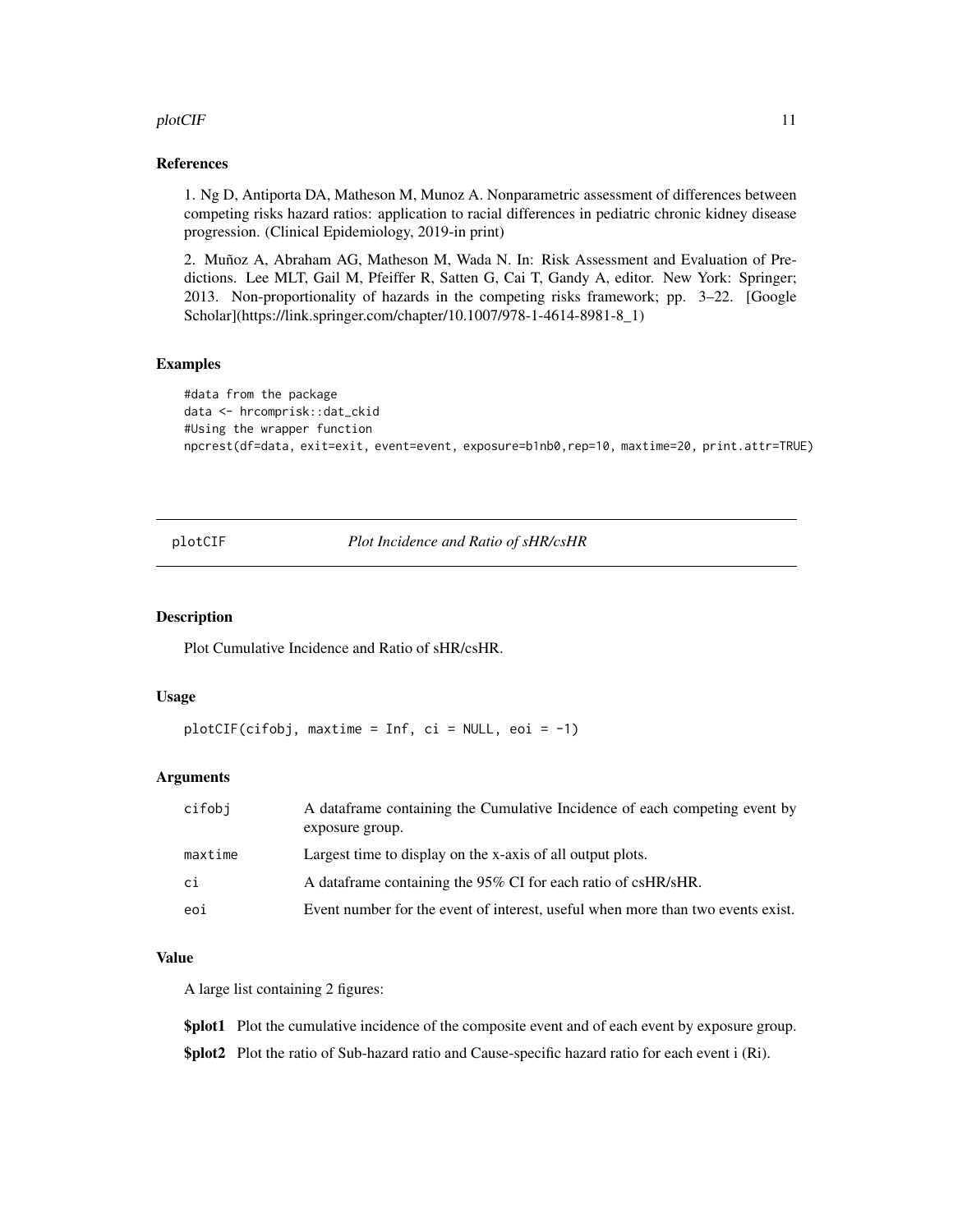## References

1. Ng D, Antiporta DA, Matheson M, Munoz A. Nonparametric assessment of differences between competing risks hazard ratios: application to racial differences in pediatric chronic kidney disease progression. (Clinical Epidemiology, 2019-in print)

2. Muñoz A, Abraham AG, Matheson M, Wada N. In: Risk Assessment and Evaluation of Predictions. Lee MLT, Gail M, Pfeiffer R, Satten G, Cai T, Gandy A, editor. New York: Springer; 2013. Non-proportionality of hazards in the competing risks framework; pp. 3–22. [Google Scholar](https://link.springer.com/chapter/10.1007/978-1-4614-8981-8_1)

## Examples

```
#data from the package
data <- hrcomprisk::dat_ckid
#Using the wrapper function
npcrest(df=data, exit=exit, event=event, exposure=b1nb0,rep=10, maxtime=20, print.attr=TRUE)
```

---

# plotCIF — *Plot Incidence and Ratio of sHR/csHR*

---

## Description

Plot Cumulative Incidence and Ratio of sHR/csHR.

## Usage

```
plotCIF(cifobj, maxtime = Inf, ci = NULL, eoi = -1)
```

## Arguments

| | |
|---|---|
| cifobj | A dataframe containing the Cumulative Incidence of each competing event by exposure group. |
| maxtime | Largest time to display on the x-axis of all output plots. |
| ci | A dataframe containing the 95% CI for each ratio of csHR/sHR. |
| eoi | Event number for the event of interest, useful when more than two events exist. |

## Value

A large list containing 2 figures:

**$plot1** Plot the cumulative incidence of the composite event and of each event by exposure group.

**$plot2** Plot the ratio of Sub-hazard ratio and Cause-specific hazard ratio for each event i (Ri).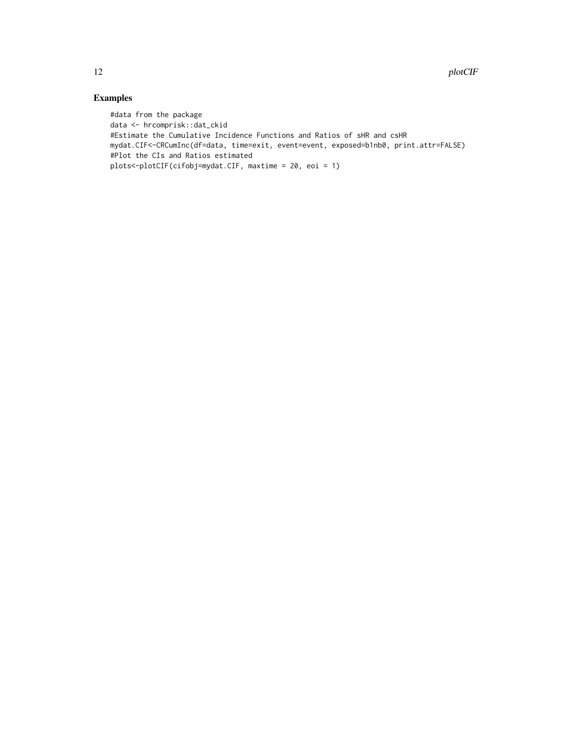## Examples

```
#data from the package
data <- hrcomprisk::dat_ckid
#Estimate the Cumulative Incidence Functions and Ratios of sHR and csHR
mydat.CIF<-CRCumInc(df=data, time=exit, event=event, exposed=b1nb0, print.attr=FALSE)
#Plot the CIs and Ratios estimated
plots<-plotCIF(cifobj=mydat.CIF, maxtime = 20, eoi = 1)
```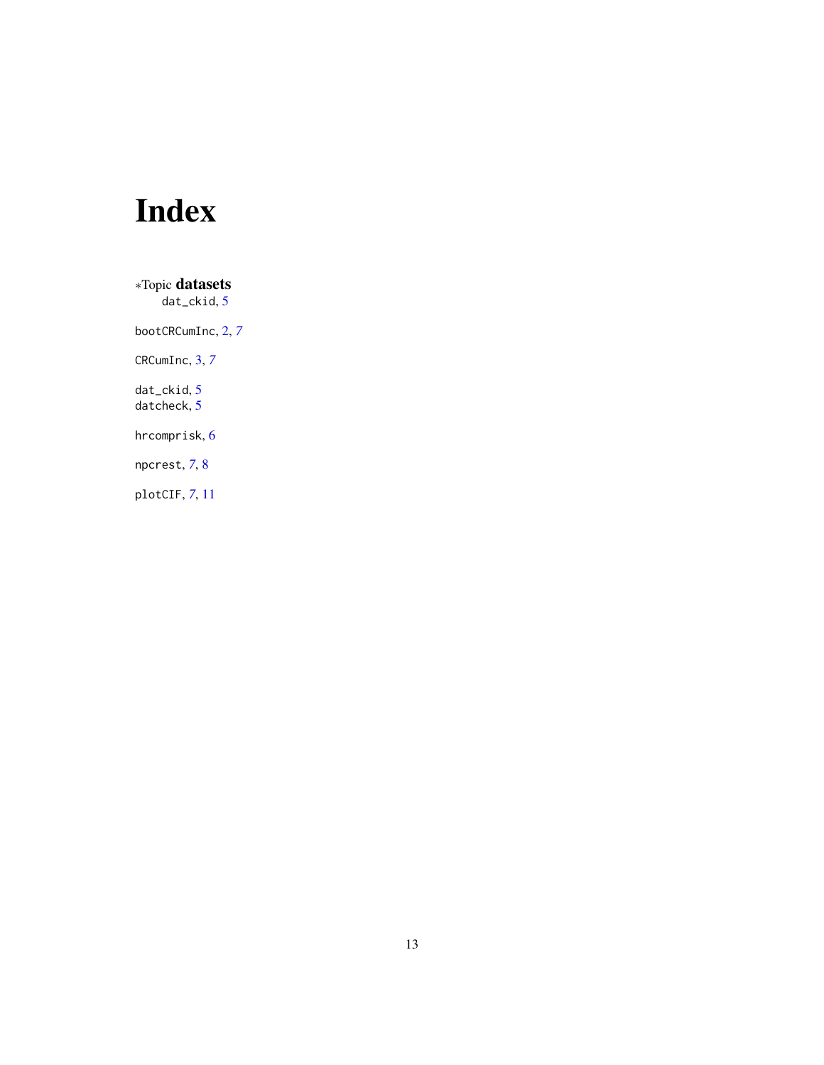# Index

∗Topic **datasets**
    dat_ckid, 5

bootCRCumInc, 2, *7*

CRCumInc, 3, *7*

dat_ckid, 5
datcheck, 5

hrcomprisk, 6

npcrest, *7*, 8

plotCIF, *7*, 11